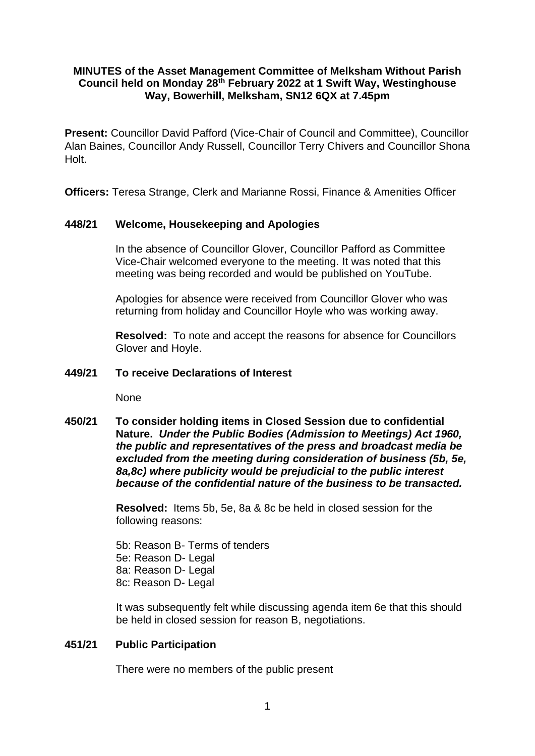**MINUTES of the Asset Management Committee of Melksham Without Parish Council held on Monday 28th February 2022 at 1 Swift Way, Westinghouse Way, Bowerhill, Melksham, SN12 6QX at 7.45pm**

**Present:** Councillor David Pafford (Vice-Chair of Council and Committee), Councillor Alan Baines, Councillor Andy Russell, Councillor Terry Chivers and Councillor Shona Holt.

**Officers:** Teresa Strange, Clerk and Marianne Rossi, Finance & Amenities Officer

**448/21 Welcome, Housekeeping and Apologies**

In the absence of Councillor Glover, Councillor Pafford as Committee Vice-Chair welcomed everyone to the meeting. It was noted that this meeting was being recorded and would be published on YouTube.

Apologies for absence were received from Councillor Glover who was returning from holiday and Councillor Hoyle who was working away.

**Resolved:** To note and accept the reasons for absence for Councillors Glover and Hoyle.

**449/21 To receive Declarations of Interest**

None

**450/21 To consider holding items in Closed Session due to confidential Nature.** ***Under the Public Bodies (Admission to Meetings) Act 1960, the public and representatives of the press and broadcast media be excluded from the meeting during consideration of business (5b, 5e, 8a,8c) where publicity would be prejudicial to the public interest because of the confidential nature of the business to be transacted.***

**Resolved:** Items 5b, 5e, 8a & 8c be held in closed session for the following reasons:

5b: Reason B- Terms of tenders
5e: Reason D- Legal
8a: Reason D- Legal
8c: Reason D- Legal

It was subsequently felt while discussing agenda item 6e that this should be held in closed session for reason B, negotiations.

**451/21 Public Participation**

There were no members of the public present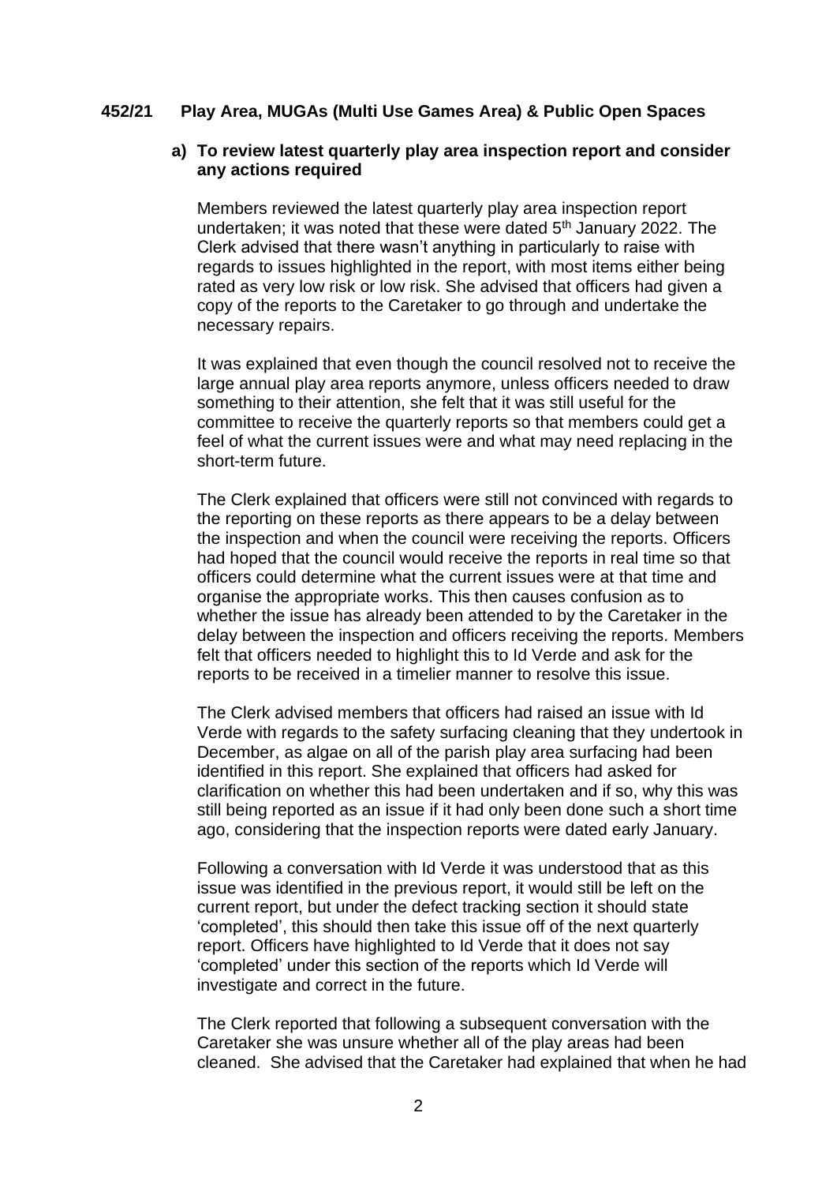## 452/21 Play Area, MUGAs (Multi Use Games Area) & Public Open Spaces

### a) To review latest quarterly play area inspection report and consider any actions required

Members reviewed the latest quarterly play area inspection report undertaken; it was noted that these were dated 5th January 2022. The Clerk advised that there wasn't anything in particularly to raise with regards to issues highlighted in the report, with most items either being rated as very low risk or low risk. She advised that officers had given a copy of the reports to the Caretaker to go through and undertake the necessary repairs.

It was explained that even though the council resolved not to receive the large annual play area reports anymore, unless officers needed to draw something to their attention, she felt that it was still useful for the committee to receive the quarterly reports so that members could get a feel of what the current issues were and what may need replacing in the short-term future.

The Clerk explained that officers were still not convinced with regards to the reporting on these reports as there appears to be a delay between the inspection and when the council were receiving the reports. Officers had hoped that the council would receive the reports in real time so that officers could determine what the current issues were at that time and organise the appropriate works. This then causes confusion as to whether the issue has already been attended to by the Caretaker in the delay between the inspection and officers receiving the reports. Members felt that officers needed to highlight this to Id Verde and ask for the reports to be received in a timelier manner to resolve this issue.

The Clerk advised members that officers had raised an issue with Id Verde with regards to the safety surfacing cleaning that they undertook in December, as algae on all of the parish play area surfacing had been identified in this report. She explained that officers had asked for clarification on whether this had been undertaken and if so, why this was still being reported as an issue if it had only been done such a short time ago, considering that the inspection reports were dated early January.

Following a conversation with Id Verde it was understood that as this issue was identified in the previous report, it would still be left on the current report, but under the defect tracking section it should state 'completed', this should then take this issue off of the next quarterly report. Officers have highlighted to Id Verde that it does not say 'completed' under this section of the reports which Id Verde will investigate and correct in the future.

The Clerk reported that following a subsequent conversation with the Caretaker she was unsure whether all of the play areas had been cleaned. She advised that the Caretaker had explained that when he had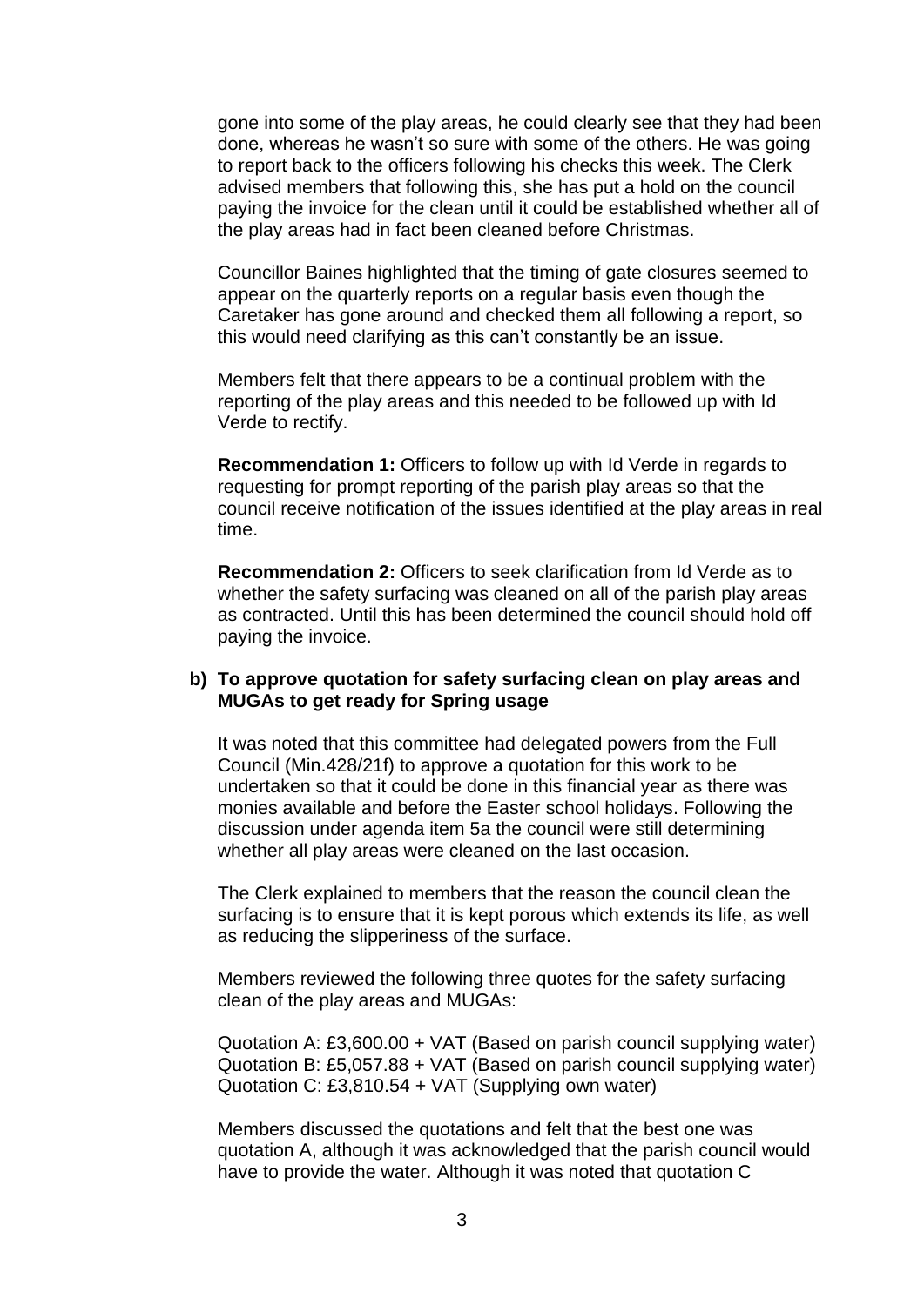gone into some of the play areas, he could clearly see that they had been done, whereas he wasn't so sure with some of the others. He was going to report back to the officers following his checks this week. The Clerk advised members that following this, she has put a hold on the council paying the invoice for the clean until it could be established whether all of the play areas had in fact been cleaned before Christmas.

Councillor Baines highlighted that the timing of gate closures seemed to appear on the quarterly reports on a regular basis even though the Caretaker has gone around and checked them all following a report, so this would need clarifying as this can't constantly be an issue.

Members felt that there appears to be a continual problem with the reporting of the play areas and this needed to be followed up with Id Verde to rectify.

**Recommendation 1:** Officers to follow up with Id Verde in regards to requesting for prompt reporting of the parish play areas so that the council receive notification of the issues identified at the play areas in real time.

**Recommendation 2:** Officers to seek clarification from Id Verde as to whether the safety surfacing was cleaned on all of the parish play areas as contracted. Until this has been determined the council should hold off paying the invoice.

**b) To approve quotation for safety surfacing clean on play areas and MUGAs to get ready for Spring usage**

It was noted that this committee had delegated powers from the Full Council (Min.428/21f) to approve a quotation for this work to be undertaken so that it could be done in this financial year as there was monies available and before the Easter school holidays. Following the discussion under agenda item 5a the council were still determining whether all play areas were cleaned on the last occasion.

The Clerk explained to members that the reason the council clean the surfacing is to ensure that it is kept porous which extends its life, as well as reducing the slipperiness of the surface.

Members reviewed the following three quotes for the safety surfacing clean of the play areas and MUGAs:

Quotation A: £3,600.00 + VAT (Based on parish council supplying water)
Quotation B: £5,057.88 + VAT (Based on parish council supplying water)
Quotation C: £3,810.54 + VAT (Supplying own water)

Members discussed the quotations and felt that the best one was quotation A, although it was acknowledged that the parish council would have to provide the water. Although it was noted that quotation C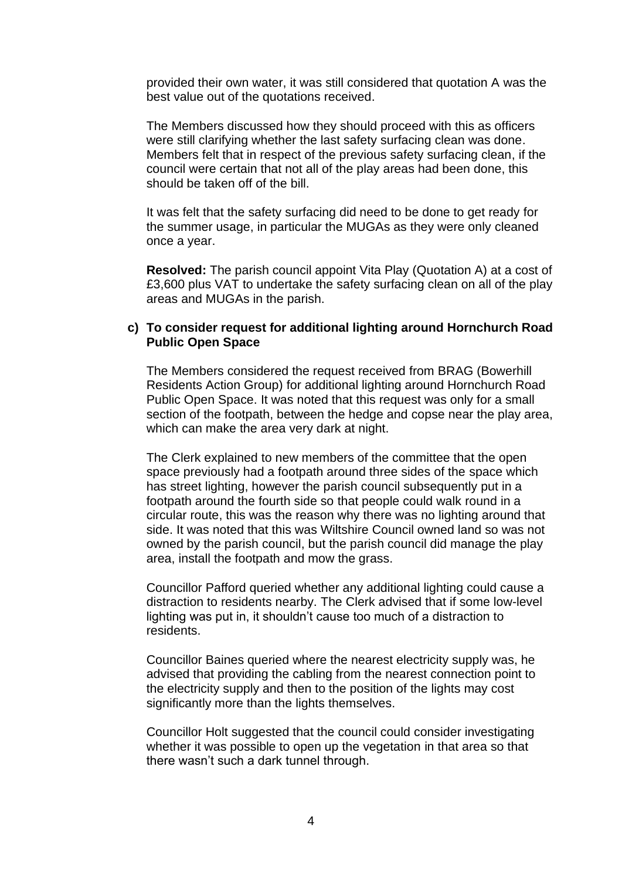provided their own water, it was still considered that quotation A was the best value out of the quotations received.

The Members discussed how they should proceed with this as officers were still clarifying whether the last safety surfacing clean was done. Members felt that in respect of the previous safety surfacing clean, if the council were certain that not all of the play areas had been done, this should be taken off of the bill.

It was felt that the safety surfacing did need to be done to get ready for the summer usage, in particular the MUGAs as they were only cleaned once a year.

**Resolved:** The parish council appoint Vita Play (Quotation A) at a cost of £3,600 plus VAT to undertake the safety surfacing clean on all of the play areas and MUGAs in the parish.

**c) To consider request for additional lighting around Hornchurch Road Public Open Space**

The Members considered the request received from BRAG (Bowerhill Residents Action Group) for additional lighting around Hornchurch Road Public Open Space. It was noted that this request was only for a small section of the footpath, between the hedge and copse near the play area, which can make the area very dark at night.

The Clerk explained to new members of the committee that the open space previously had a footpath around three sides of the space which has street lighting, however the parish council subsequently put in a footpath around the fourth side so that people could walk round in a circular route, this was the reason why there was no lighting around that side. It was noted that this was Wiltshire Council owned land so was not owned by the parish council, but the parish council did manage the play area, install the footpath and mow the grass.

Councillor Pafford queried whether any additional lighting could cause a distraction to residents nearby. The Clerk advised that if some low-level lighting was put in, it shouldn't cause too much of a distraction to residents.

Councillor Baines queried where the nearest electricity supply was, he advised that providing the cabling from the nearest connection point to the electricity supply and then to the position of the lights may cost significantly more than the lights themselves.

Councillor Holt suggested that the council could consider investigating whether it was possible to open up the vegetation in that area so that there wasn't such a dark tunnel through.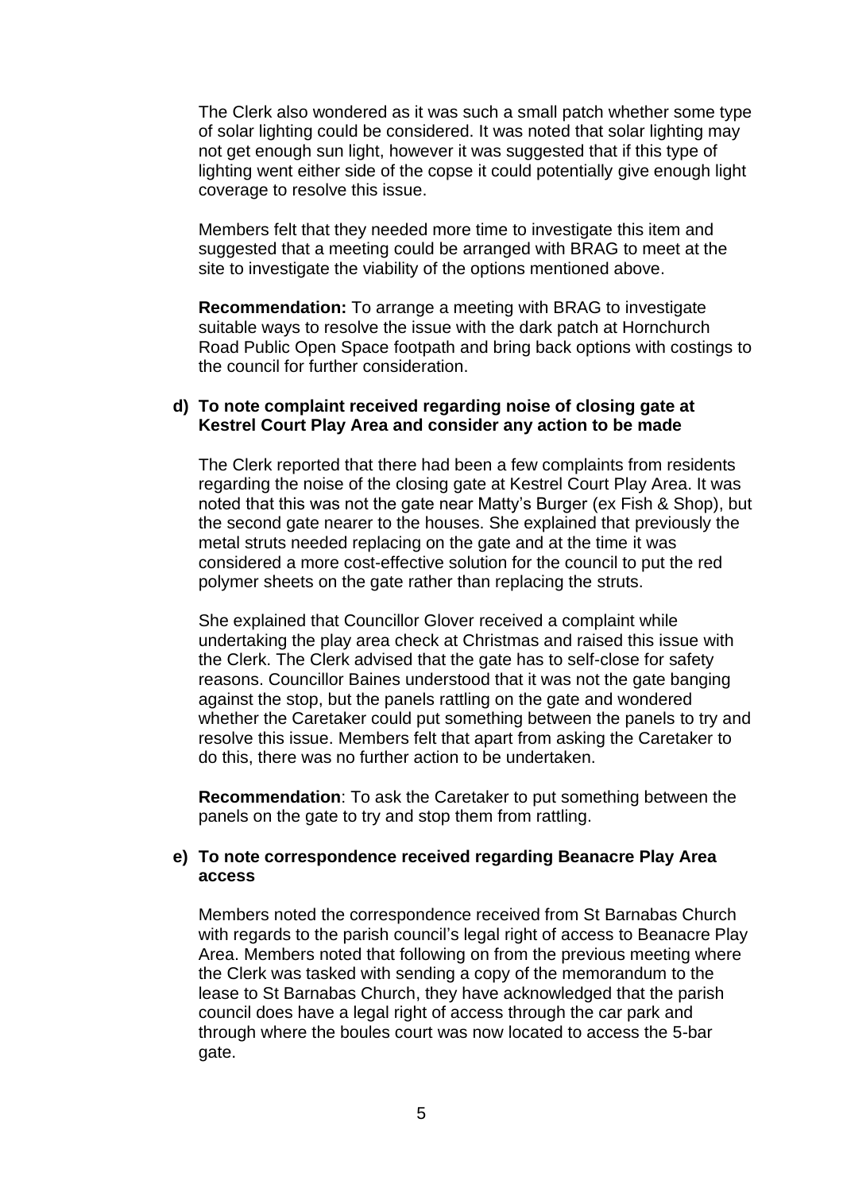The Clerk also wondered as it was such a small patch whether some type of solar lighting could be considered. It was noted that solar lighting may not get enough sun light, however it was suggested that if this type of lighting went either side of the copse it could potentially give enough light coverage to resolve this issue.

Members felt that they needed more time to investigate this item and suggested that a meeting could be arranged with BRAG to meet at the site to investigate the viability of the options mentioned above.

**Recommendation:** To arrange a meeting with BRAG to investigate suitable ways to resolve the issue with the dark patch at Hornchurch Road Public Open Space footpath and bring back options with costings to the council for further consideration.

**d) To note complaint received regarding noise of closing gate at Kestrel Court Play Area and consider any action to be made**

The Clerk reported that there had been a few complaints from residents regarding the noise of the closing gate at Kestrel Court Play Area. It was noted that this was not the gate near Matty's Burger (ex Fish & Shop), but the second gate nearer to the houses. She explained that previously the metal struts needed replacing on the gate and at the time it was considered a more cost-effective solution for the council to put the red polymer sheets on the gate rather than replacing the struts.

She explained that Councillor Glover received a complaint while undertaking the play area check at Christmas and raised this issue with the Clerk. The Clerk advised that the gate has to self-close for safety reasons. Councillor Baines understood that it was not the gate banging against the stop, but the panels rattling on the gate and wondered whether the Caretaker could put something between the panels to try and resolve this issue. Members felt that apart from asking the Caretaker to do this, there was no further action to be undertaken.

**Recommendation**: To ask the Caretaker to put something between the panels on the gate to try and stop them from rattling.

**e) To note correspondence received regarding Beanacre Play Area access**

Members noted the correspondence received from St Barnabas Church with regards to the parish council's legal right of access to Beanacre Play Area. Members noted that following on from the previous meeting where the Clerk was tasked with sending a copy of the memorandum to the lease to St Barnabas Church, they have acknowledged that the parish council does have a legal right of access through the car park and through where the boules court was now located to access the 5-bar gate.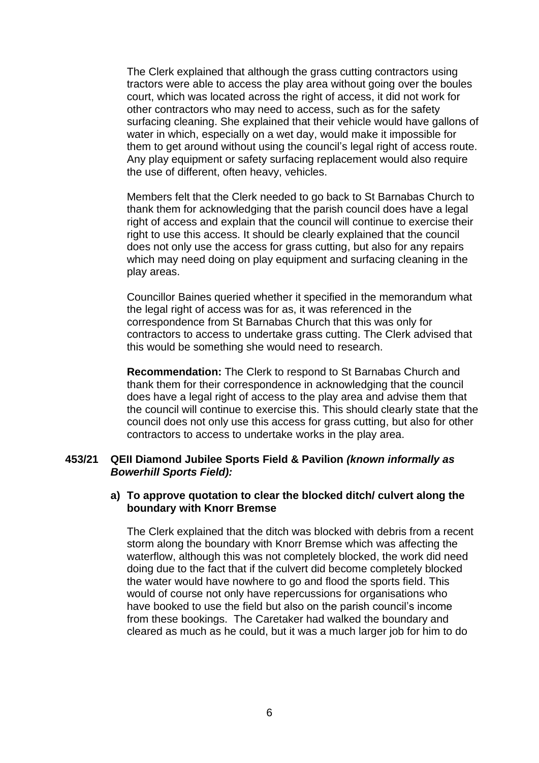The Clerk explained that although the grass cutting contractors using tractors were able to access the play area without going over the boules court, which was located across the right of access, it did not work for other contractors who may need to access, such as for the safety surfacing cleaning. She explained that their vehicle would have gallons of water in which, especially on a wet day, would make it impossible for them to get around without using the council's legal right of access route. Any play equipment or safety surfacing replacement would also require the use of different, often heavy, vehicles.

Members felt that the Clerk needed to go back to St Barnabas Church to thank them for acknowledging that the parish council does have a legal right of access and explain that the council will continue to exercise their right to use this access. It should be clearly explained that the council does not only use the access for grass cutting, but also for any repairs which may need doing on play equipment and surfacing cleaning in the play areas.

Councillor Baines queried whether it specified in the memorandum what the legal right of access was for as, it was referenced in the correspondence from St Barnabas Church that this was only for contractors to access to undertake grass cutting. The Clerk advised that this would be something she would need to research.

**Recommendation:** The Clerk to respond to St Barnabas Church and thank them for their correspondence in acknowledging that the council does have a legal right of access to the play area and advise them that the council will continue to exercise this. This should clearly state that the council does not only use this access for grass cutting, but also for other contractors to access to undertake works in the play area.

### 453/21 QEII Diamond Jubilee Sports Field & Pavilion *(known informally as Bowerhill Sports Field):*

#### a) To approve quotation to clear the blocked ditch/ culvert along the boundary with Knorr Bremse

The Clerk explained that the ditch was blocked with debris from a recent storm along the boundary with Knorr Bremse which was affecting the waterflow, although this was not completely blocked, the work did need doing due to the fact that if the culvert did become completely blocked the water would have nowhere to go and flood the sports field. This would of course not only have repercussions for organisations who have booked to use the field but also on the parish council's income from these bookings. The Caretaker had walked the boundary and cleared as much as he could, but it was a much larger job for him to do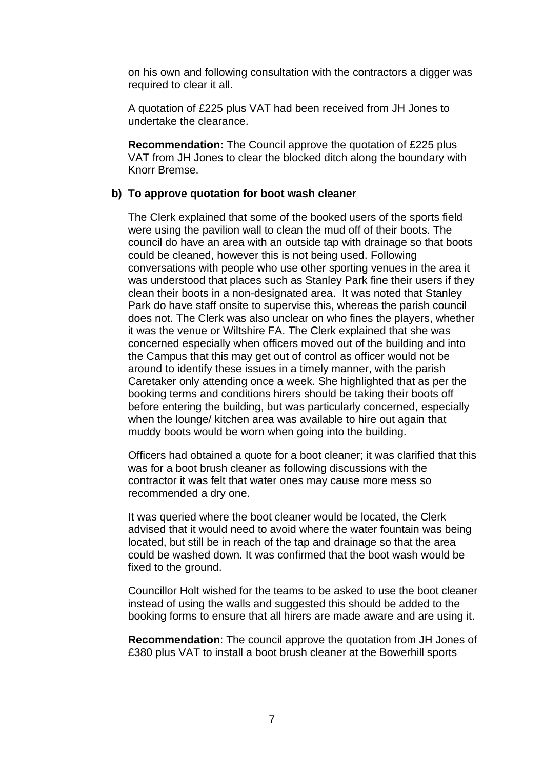on his own and following consultation with the contractors a digger was required to clear it all.

A quotation of £225 plus VAT had been received from JH Jones to undertake the clearance.

**Recommendation:** The Council approve the quotation of £225 plus VAT from JH Jones to clear the blocked ditch along the boundary with Knorr Bremse.

**b) To approve quotation for boot wash cleaner**

The Clerk explained that some of the booked users of the sports field were using the pavilion wall to clean the mud off of their boots. The council do have an area with an outside tap with drainage so that boots could be cleaned, however this is not being used. Following conversations with people who use other sporting venues in the area it was understood that places such as Stanley Park fine their users if they clean their boots in a non-designated area. It was noted that Stanley Park do have staff onsite to supervise this, whereas the parish council does not. The Clerk was also unclear on who fines the players, whether it was the venue or Wiltshire FA. The Clerk explained that she was concerned especially when officers moved out of the building and into the Campus that this may get out of control as officer would not be around to identify these issues in a timely manner, with the parish Caretaker only attending once a week. She highlighted that as per the booking terms and conditions hirers should be taking their boots off before entering the building, but was particularly concerned, especially when the lounge/ kitchen area was available to hire out again that muddy boots would be worn when going into the building.

Officers had obtained a quote for a boot cleaner; it was clarified that this was for a boot brush cleaner as following discussions with the contractor it was felt that water ones may cause more mess so recommended a dry one.

It was queried where the boot cleaner would be located, the Clerk advised that it would need to avoid where the water fountain was being located, but still be in reach of the tap and drainage so that the area could be washed down. It was confirmed that the boot wash would be fixed to the ground.

Councillor Holt wished for the teams to be asked to use the boot cleaner instead of using the walls and suggested this should be added to the booking forms to ensure that all hirers are made aware and are using it.

**Recommendation**: The council approve the quotation from JH Jones of £380 plus VAT to install a boot brush cleaner at the Bowerhill sports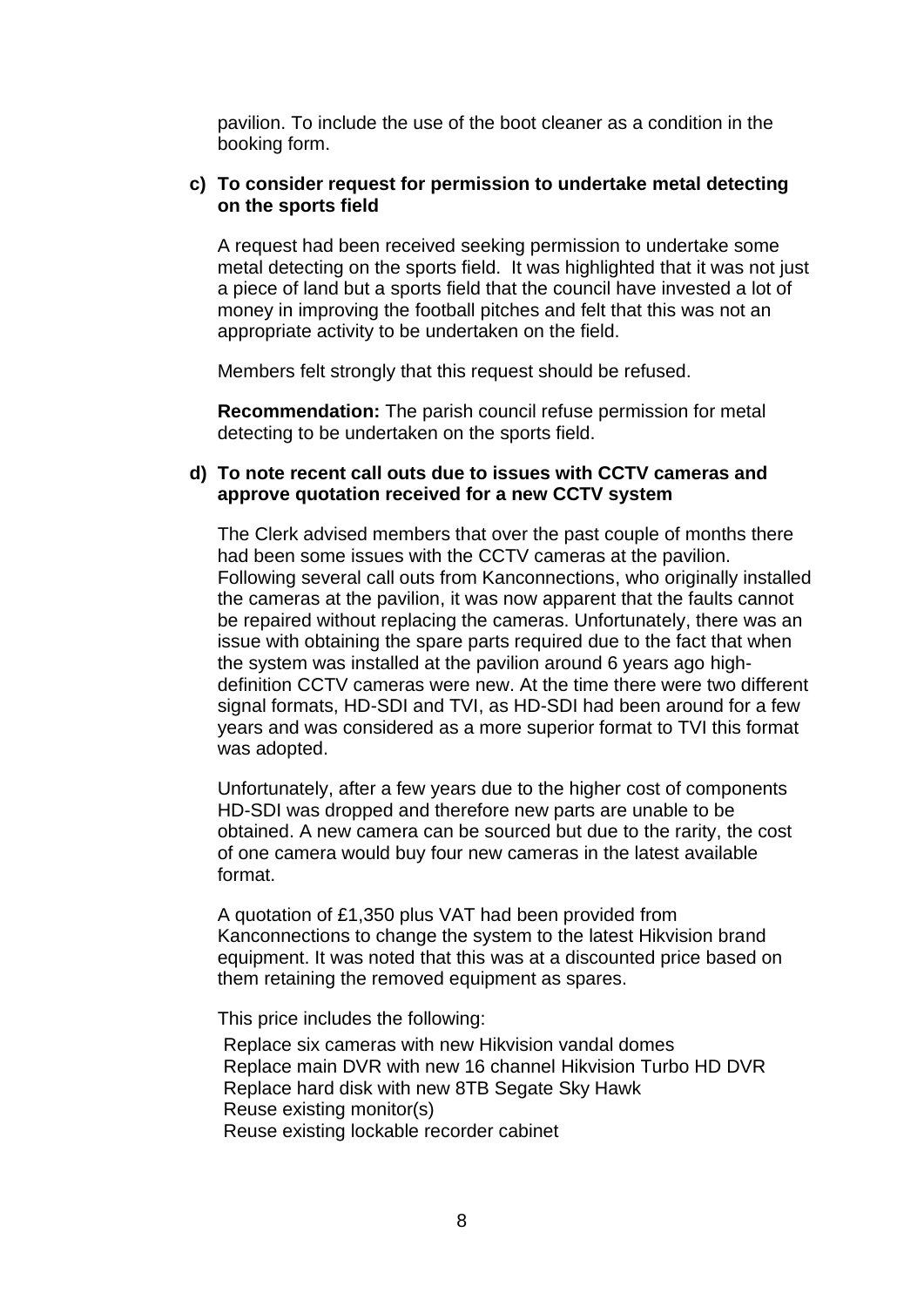pavilion. To include the use of the boot cleaner as a condition in the booking form.

**c) To consider request for permission to undertake metal detecting on the sports field**

A request had been received seeking permission to undertake some metal detecting on the sports field. It was highlighted that it was not just a piece of land but a sports field that the council have invested a lot of money in improving the football pitches and felt that this was not an appropriate activity to be undertaken on the field.

Members felt strongly that this request should be refused.

**Recommendation:** The parish council refuse permission for metal detecting to be undertaken on the sports field.

**d) To note recent call outs due to issues with CCTV cameras and approve quotation received for a new CCTV system**

The Clerk advised members that over the past couple of months there had been some issues with the CCTV cameras at the pavilion. Following several call outs from Kanconnections, who originally installed the cameras at the pavilion, it was now apparent that the faults cannot be repaired without replacing the cameras. Unfortunately, there was an issue with obtaining the spare parts required due to the fact that when the system was installed at the pavilion around 6 years ago high-definition CCTV cameras were new. At the time there were two different signal formats, HD-SDI and TVI, as HD-SDI had been around for a few years and was considered as a more superior format to TVI this format was adopted.

Unfortunately, after a few years due to the higher cost of components HD-SDI was dropped and therefore new parts are unable to be obtained. A new camera can be sourced but due to the rarity, the cost of one camera would buy four new cameras in the latest available format.

A quotation of £1,350 plus VAT had been provided from Kanconnections to change the system to the latest Hikvision brand equipment. It was noted that this was at a discounted price based on them retaining the removed equipment as spares.

This price includes the following:

Replace six cameras with new Hikvision vandal domes
Replace main DVR with new 16 channel Hikvision Turbo HD DVR
Replace hard disk with new 8TB Segate Sky Hawk
Reuse existing monitor(s)
Reuse existing lockable recorder cabinet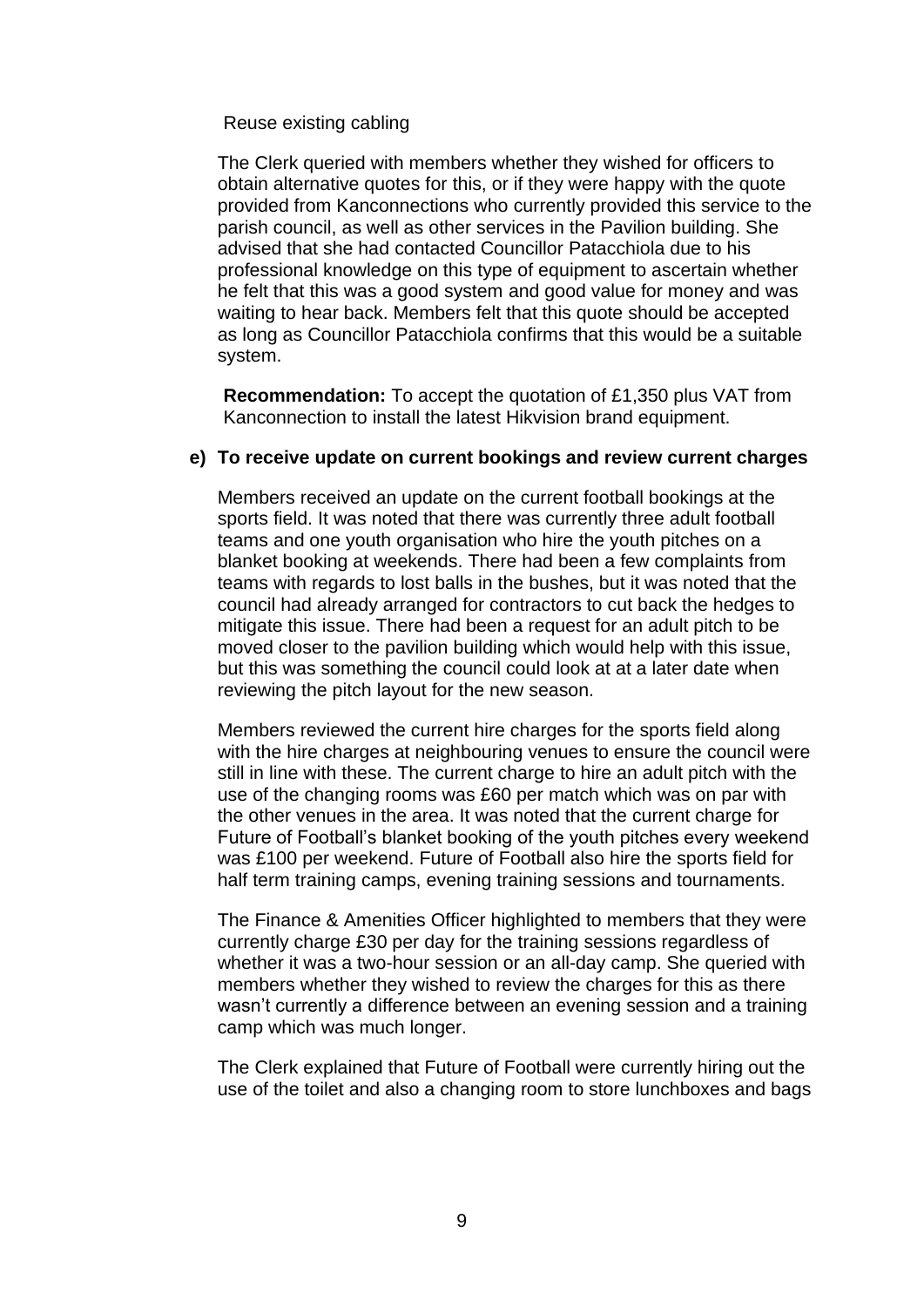Reuse existing cabling

The Clerk queried with members whether they wished for officers to obtain alternative quotes for this, or if they were happy with the quote provided from Kanconnections who currently provided this service to the parish council, as well as other services in the Pavilion building. She advised that she had contacted Councillor Patacchiola due to his professional knowledge on this type of equipment to ascertain whether he felt that this was a good system and good value for money and was waiting to hear back. Members felt that this quote should be accepted as long as Councillor Patacchiola confirms that this would be a suitable system.

**Recommendation:** To accept the quotation of £1,350 plus VAT from Kanconnection to install the latest Hikvision brand equipment.

**e) To receive update on current bookings and review current charges**

Members received an update on the current football bookings at the sports field. It was noted that there was currently three adult football teams and one youth organisation who hire the youth pitches on a blanket booking at weekends. There had been a few complaints from teams with regards to lost balls in the bushes, but it was noted that the council had already arranged for contractors to cut back the hedges to mitigate this issue. There had been a request for an adult pitch to be moved closer to the pavilion building which would help with this issue, but this was something the council could look at at a later date when reviewing the pitch layout for the new season.

Members reviewed the current hire charges for the sports field along with the hire charges at neighbouring venues to ensure the council were still in line with these. The current charge to hire an adult pitch with the use of the changing rooms was £60 per match which was on par with the other venues in the area. It was noted that the current charge for Future of Football's blanket booking of the youth pitches every weekend was £100 per weekend. Future of Football also hire the sports field for half term training camps, evening training sessions and tournaments.

The Finance & Amenities Officer highlighted to members that they were currently charge £30 per day for the training sessions regardless of whether it was a two-hour session or an all-day camp. She queried with members whether they wished to review the charges for this as there wasn't currently a difference between an evening session and a training camp which was much longer.

The Clerk explained that Future of Football were currently hiring out the use of the toilet and also a changing room to store lunchboxes and bags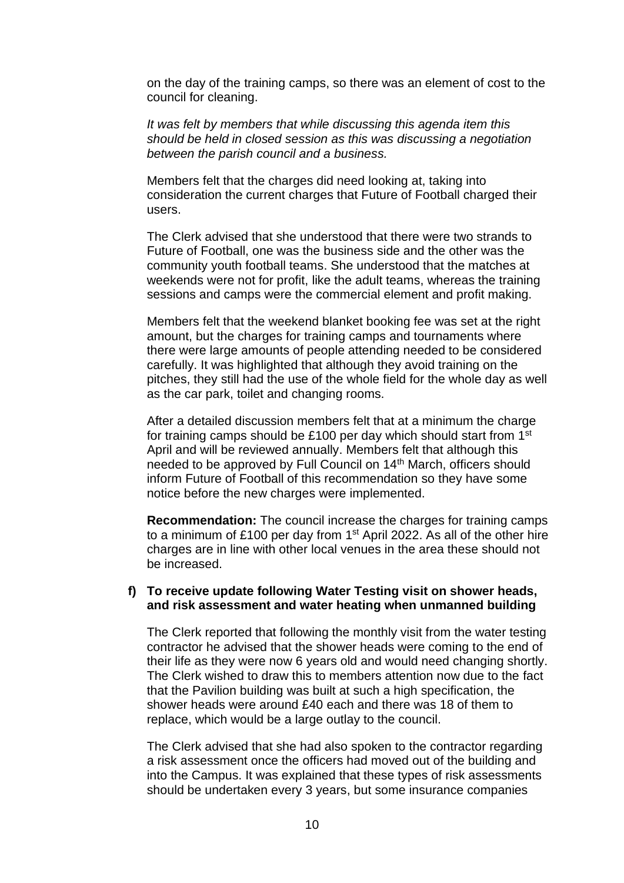on the day of the training camps, so there was an element of cost to the council for cleaning.

*It was felt by members that while discussing this agenda item this should be held in closed session as this was discussing a negotiation between the parish council and a business.*

Members felt that the charges did need looking at, taking into consideration the current charges that Future of Football charged their users.

The Clerk advised that she understood that there were two strands to Future of Football, one was the business side and the other was the community youth football teams. She understood that the matches at weekends were not for profit, like the adult teams, whereas the training sessions and camps were the commercial element and profit making.

Members felt that the weekend blanket booking fee was set at the right amount, but the charges for training camps and tournaments where there were large amounts of people attending needed to be considered carefully. It was highlighted that although they avoid training on the pitches, they still had the use of the whole field for the whole day as well as the car park, toilet and changing rooms.

After a detailed discussion members felt that at a minimum the charge for training camps should be £100 per day which should start from 1st April and will be reviewed annually. Members felt that although this needed to be approved by Full Council on 14th March, officers should inform Future of Football of this recommendation so they have some notice before the new charges were implemented.

**Recommendation:** The council increase the charges for training camps to a minimum of £100 per day from 1st April 2022. As all of the other hire charges are in line with other local venues in the area these should not be increased.

**f) To receive update following Water Testing visit on shower heads, and risk assessment and water heating when unmanned building**

The Clerk reported that following the monthly visit from the water testing contractor he advised that the shower heads were coming to the end of their life as they were now 6 years old and would need changing shortly. The Clerk wished to draw this to members attention now due to the fact that the Pavilion building was built at such a high specification, the shower heads were around £40 each and there was 18 of them to replace, which would be a large outlay to the council.

The Clerk advised that she had also spoken to the contractor regarding a risk assessment once the officers had moved out of the building and into the Campus. It was explained that these types of risk assessments should be undertaken every 3 years, but some insurance companies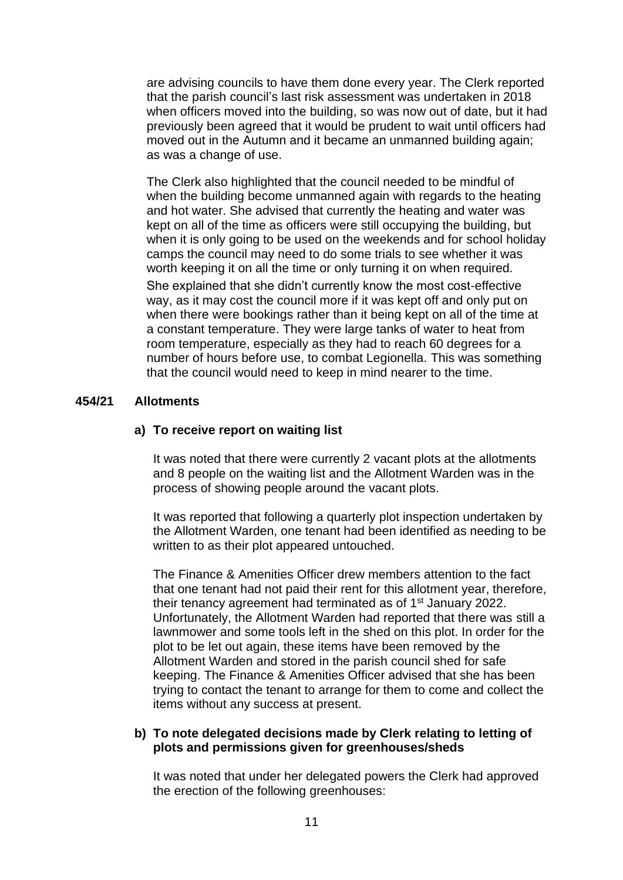are advising councils to have them done every year. The Clerk reported that the parish council's last risk assessment was undertaken in 2018 when officers moved into the building, so was now out of date, but it had previously been agreed that it would be prudent to wait until officers had moved out in the Autumn and it became an unmanned building again; as was a change of use.

The Clerk also highlighted that the council needed to be mindful of when the building become unmanned again with regards to the heating and hot water. She advised that currently the heating and water was kept on all of the time as officers were still occupying the building, but when it is only going to be used on the weekends and for school holiday camps the council may need to do some trials to see whether it was worth keeping it on all the time or only turning it on when required. She explained that she didn't currently know the most cost-effective way, as it may cost the council more if it was kept off and only put on when there were bookings rather than it being kept on all of the time at a constant temperature. They were large tanks of water to heat from room temperature, especially as they had to reach 60 degrees for a number of hours before use, to combat Legionella. This was something that the council would need to keep in mind nearer to the time.

**454/21 Allotments**

**a) To receive report on waiting list**

It was noted that there were currently 2 vacant plots at the allotments and 8 people on the waiting list and the Allotment Warden was in the process of showing people around the vacant plots.

It was reported that following a quarterly plot inspection undertaken by the Allotment Warden, one tenant had been identified as needing to be written to as their plot appeared untouched.

The Finance & Amenities Officer drew members attention to the fact that one tenant had not paid their rent for this allotment year, therefore, their tenancy agreement had terminated as of 1st January 2022. Unfortunately, the Allotment Warden had reported that there was still a lawnmower and some tools left in the shed on this plot. In order for the plot to be let out again, these items have been removed by the Allotment Warden and stored in the parish council shed for safe keeping. The Finance & Amenities Officer advised that she has been trying to contact the tenant to arrange for them to come and collect the items without any success at present.

**b) To note delegated decisions made by Clerk relating to letting of plots and permissions given for greenhouses/sheds**

It was noted that under her delegated powers the Clerk had approved the erection of the following greenhouses: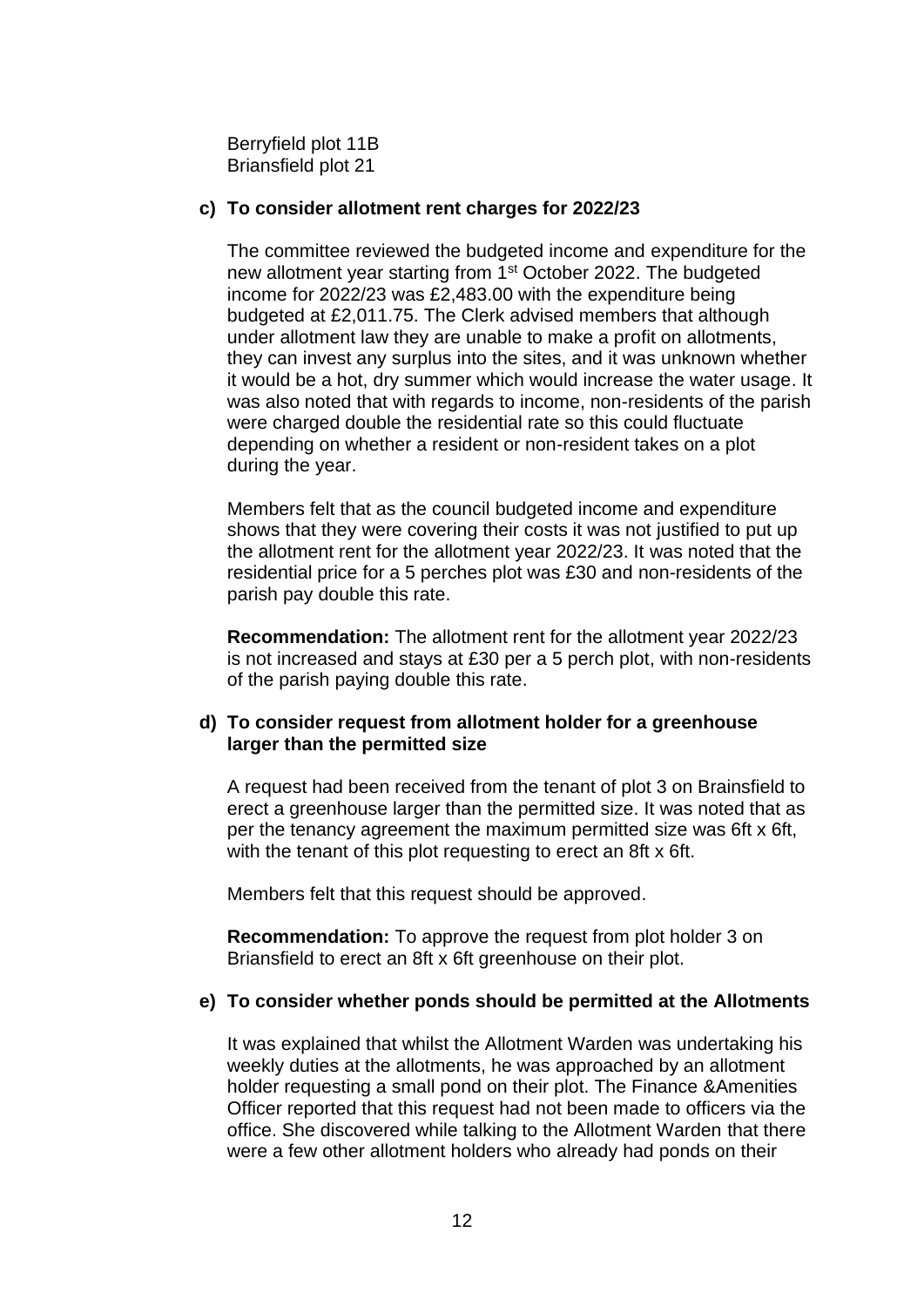Berryfield plot 11B
Briansfield plot 21

**c) To consider allotment rent charges for 2022/23**

The committee reviewed the budgeted income and expenditure for the new allotment year starting from 1st October 2022. The budgeted income for 2022/23 was £2,483.00 with the expenditure being budgeted at £2,011.75. The Clerk advised members that although under allotment law they are unable to make a profit on allotments, they can invest any surplus into the sites, and it was unknown whether it would be a hot, dry summer which would increase the water usage. It was also noted that with regards to income, non-residents of the parish were charged double the residential rate so this could fluctuate depending on whether a resident or non-resident takes on a plot during the year.

Members felt that as the council budgeted income and expenditure shows that they were covering their costs it was not justified to put up the allotment rent for the allotment year 2022/23. It was noted that the residential price for a 5 perches plot was £30 and non-residents of the parish pay double this rate.

**Recommendation:** The allotment rent for the allotment year 2022/23 is not increased and stays at £30 per a 5 perch plot, with non-residents of the parish paying double this rate.

**d) To consider request from allotment holder for a greenhouse larger than the permitted size**

A request had been received from the tenant of plot 3 on Brainsfield to erect a greenhouse larger than the permitted size. It was noted that as per the tenancy agreement the maximum permitted size was 6ft x 6ft, with the tenant of this plot requesting to erect an 8ft x 6ft.

Members felt that this request should be approved.

**Recommendation:** To approve the request from plot holder 3 on Briansfield to erect an 8ft x 6ft greenhouse on their plot.

**e) To consider whether ponds should be permitted at the Allotments**

It was explained that whilst the Allotment Warden was undertaking his weekly duties at the allotments, he was approached by an allotment holder requesting a small pond on their plot. The Finance &Amenities Officer reported that this request had not been made to officers via the office. She discovered while talking to the Allotment Warden that there were a few other allotment holders who already had ponds on their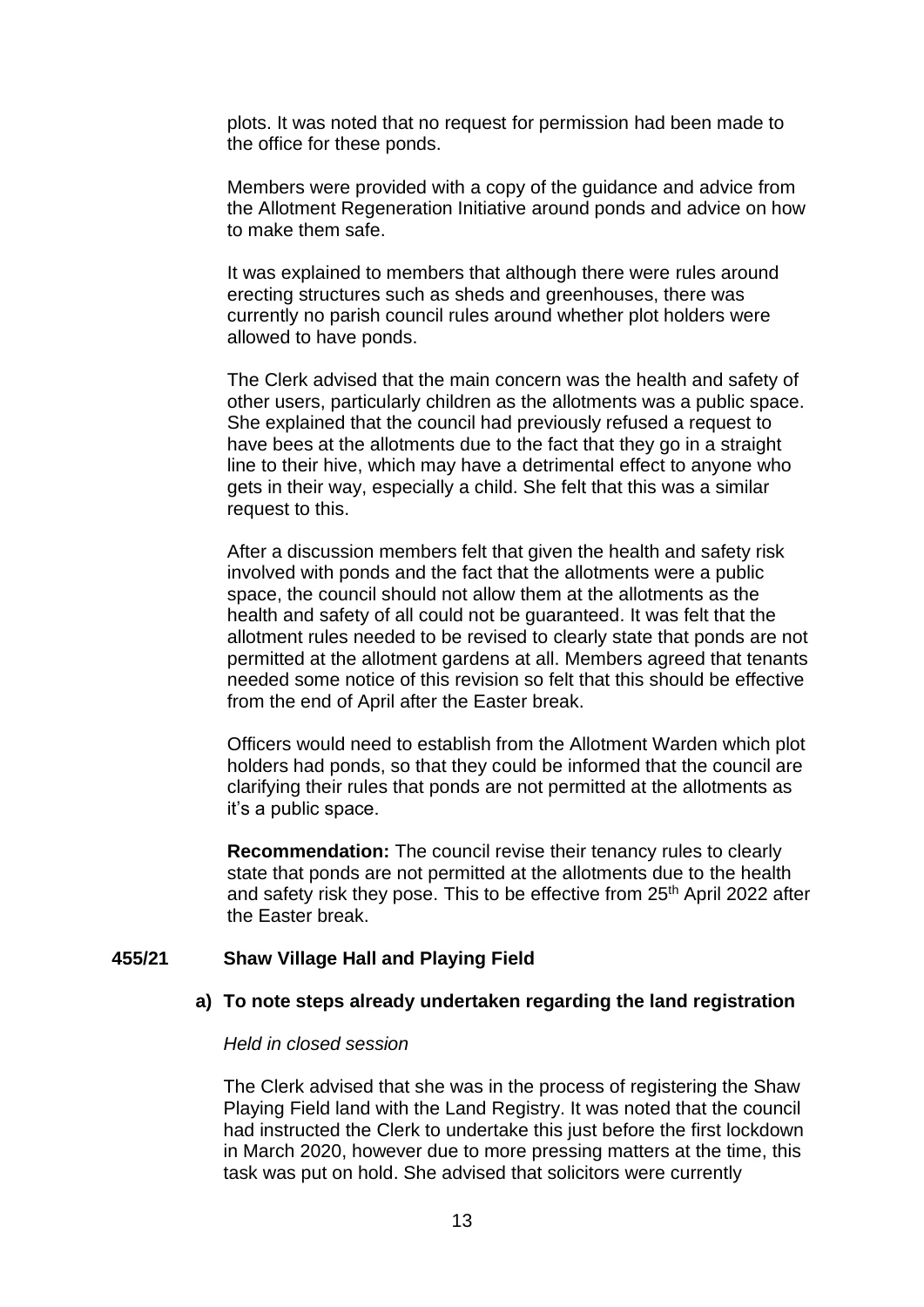plots. It was noted that no request for permission had been made to the office for these ponds.

Members were provided with a copy of the guidance and advice from the Allotment Regeneration Initiative around ponds and advice on how to make them safe.

It was explained to members that although there were rules around erecting structures such as sheds and greenhouses, there was currently no parish council rules around whether plot holders were allowed to have ponds.

The Clerk advised that the main concern was the health and safety of other users, particularly children as the allotments was a public space. She explained that the council had previously refused a request to have bees at the allotments due to the fact that they go in a straight line to their hive, which may have a detrimental effect to anyone who gets in their way, especially a child. She felt that this was a similar request to this.

After a discussion members felt that given the health and safety risk involved with ponds and the fact that the allotments were a public space, the council should not allow them at the allotments as the health and safety of all could not be guaranteed. It was felt that the allotment rules needed to be revised to clearly state that ponds are not permitted at the allotment gardens at all. Members agreed that tenants needed some notice of this revision so felt that this should be effective from the end of April after the Easter break.

Officers would need to establish from the Allotment Warden which plot holders had ponds, so that they could be informed that the council are clarifying their rules that ponds are not permitted at the allotments as it's a public space.

**Recommendation:** The council revise their tenancy rules to clearly state that ponds are not permitted at the allotments due to the health and safety risk they pose. This to be effective from 25th April 2022 after the Easter break.

**455/21 Shaw Village Hall and Playing Field**

**a) To note steps already undertaken regarding the land registration**

*Held in closed session*

The Clerk advised that she was in the process of registering the Shaw Playing Field land with the Land Registry. It was noted that the council had instructed the Clerk to undertake this just before the first lockdown in March 2020, however due to more pressing matters at the time, this task was put on hold. She advised that solicitors were currently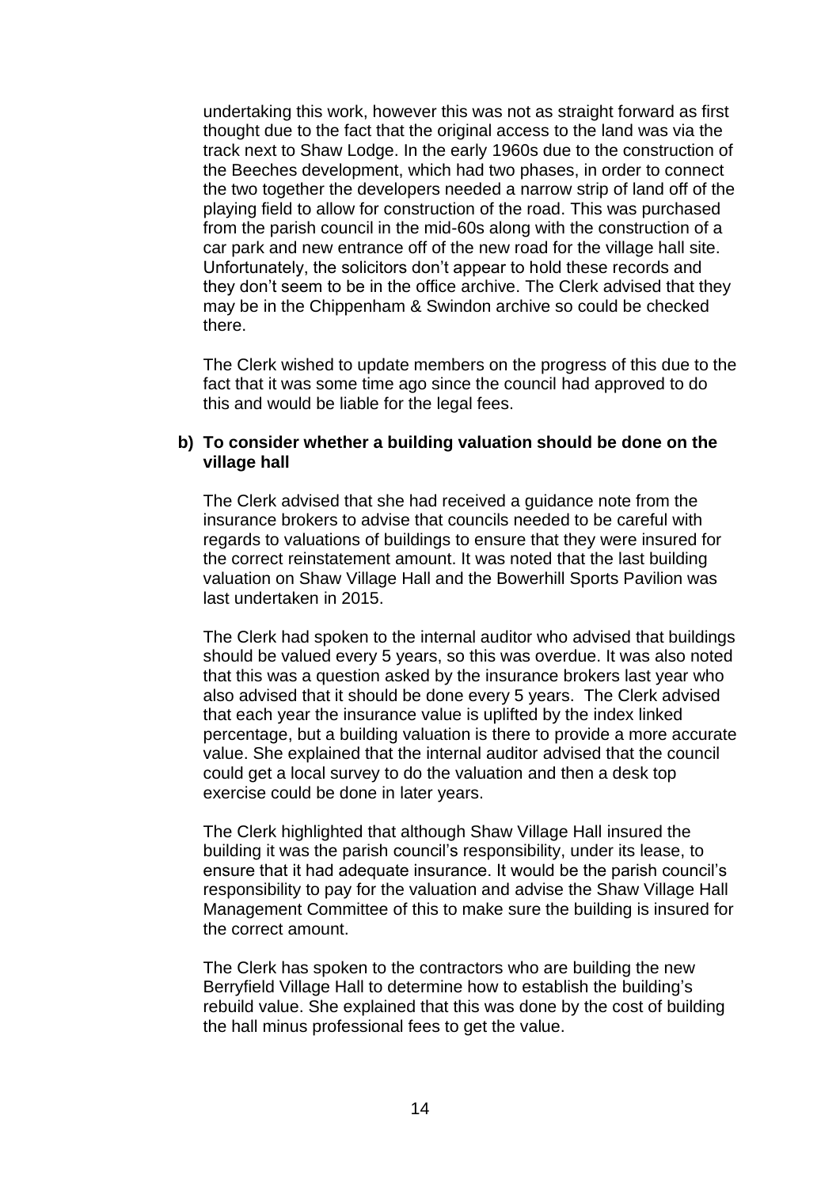undertaking this work, however this was not as straight forward as first thought due to the fact that the original access to the land was via the track next to Shaw Lodge. In the early 1960s due to the construction of the Beeches development, which had two phases, in order to connect the two together the developers needed a narrow strip of land off of the playing field to allow for construction of the road. This was purchased from the parish council in the mid-60s along with the construction of a car park and new entrance off of the new road for the village hall site. Unfortunately, the solicitors don't appear to hold these records and they don't seem to be in the office archive. The Clerk advised that they may be in the Chippenham & Swindon archive so could be checked there.

The Clerk wished to update members on the progress of this due to the fact that it was some time ago since the council had approved to do this and would be liable for the legal fees.

**b) To consider whether a building valuation should be done on the village hall**

The Clerk advised that she had received a guidance note from the insurance brokers to advise that councils needed to be careful with regards to valuations of buildings to ensure that they were insured for the correct reinstatement amount. It was noted that the last building valuation on Shaw Village Hall and the Bowerhill Sports Pavilion was last undertaken in 2015.

The Clerk had spoken to the internal auditor who advised that buildings should be valued every 5 years, so this was overdue. It was also noted that this was a question asked by the insurance brokers last year who also advised that it should be done every 5 years. The Clerk advised that each year the insurance value is uplifted by the index linked percentage, but a building valuation is there to provide a more accurate value. She explained that the internal auditor advised that the council could get a local survey to do the valuation and then a desk top exercise could be done in later years.

The Clerk highlighted that although Shaw Village Hall insured the building it was the parish council's responsibility, under its lease, to ensure that it had adequate insurance. It would be the parish council's responsibility to pay for the valuation and advise the Shaw Village Hall Management Committee of this to make sure the building is insured for the correct amount.

The Clerk has spoken to the contractors who are building the new Berryfield Village Hall to determine how to establish the building's rebuild value. She explained that this was done by the cost of building the hall minus professional fees to get the value.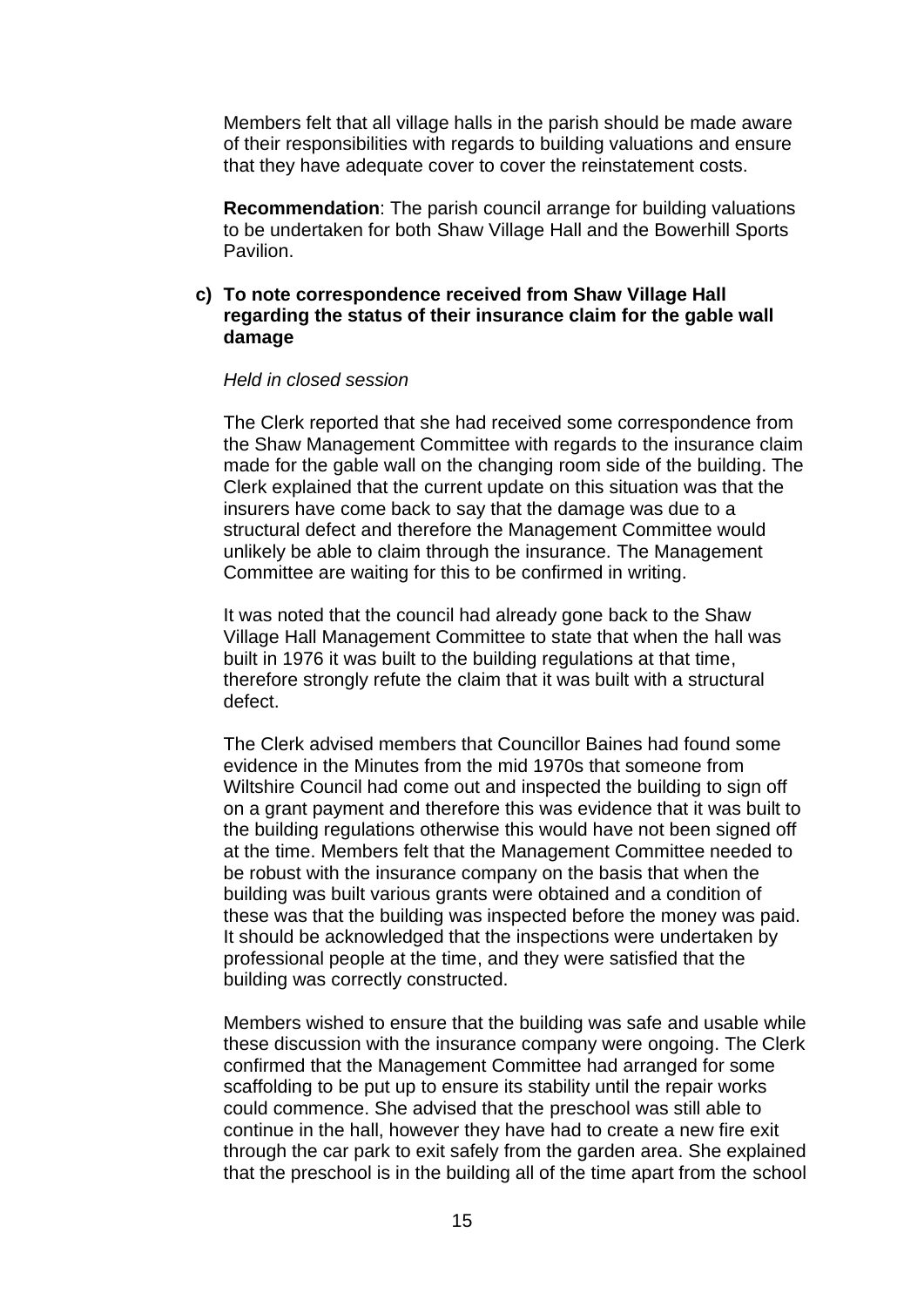Members felt that all village halls in the parish should be made aware of their responsibilities with regards to building valuations and ensure that they have adequate cover to cover the reinstatement costs.

**Recommendation**: The parish council arrange for building valuations to be undertaken for both Shaw Village Hall and the Bowerhill Sports Pavilion.

**c) To note correspondence received from Shaw Village Hall regarding the status of their insurance claim for the gable wall damage**

*Held in closed session*

The Clerk reported that she had received some correspondence from the Shaw Management Committee with regards to the insurance claim made for the gable wall on the changing room side of the building. The Clerk explained that the current update on this situation was that the insurers have come back to say that the damage was due to a structural defect and therefore the Management Committee would unlikely be able to claim through the insurance. The Management Committee are waiting for this to be confirmed in writing.

It was noted that the council had already gone back to the Shaw Village Hall Management Committee to state that when the hall was built in 1976 it was built to the building regulations at that time, therefore strongly refute the claim that it was built with a structural defect.

The Clerk advised members that Councillor Baines had found some evidence in the Minutes from the mid 1970s that someone from Wiltshire Council had come out and inspected the building to sign off on a grant payment and therefore this was evidence that it was built to the building regulations otherwise this would have not been signed off at the time. Members felt that the Management Committee needed to be robust with the insurance company on the basis that when the building was built various grants were obtained and a condition of these was that the building was inspected before the money was paid. It should be acknowledged that the inspections were undertaken by professional people at the time, and they were satisfied that the building was correctly constructed.

Members wished to ensure that the building was safe and usable while these discussion with the insurance company were ongoing. The Clerk confirmed that the Management Committee had arranged for some scaffolding to be put up to ensure its stability until the repair works could commence. She advised that the preschool was still able to continue in the hall, however they have had to create a new fire exit through the car park to exit safely from the garden area. She explained that the preschool is in the building all of the time apart from the school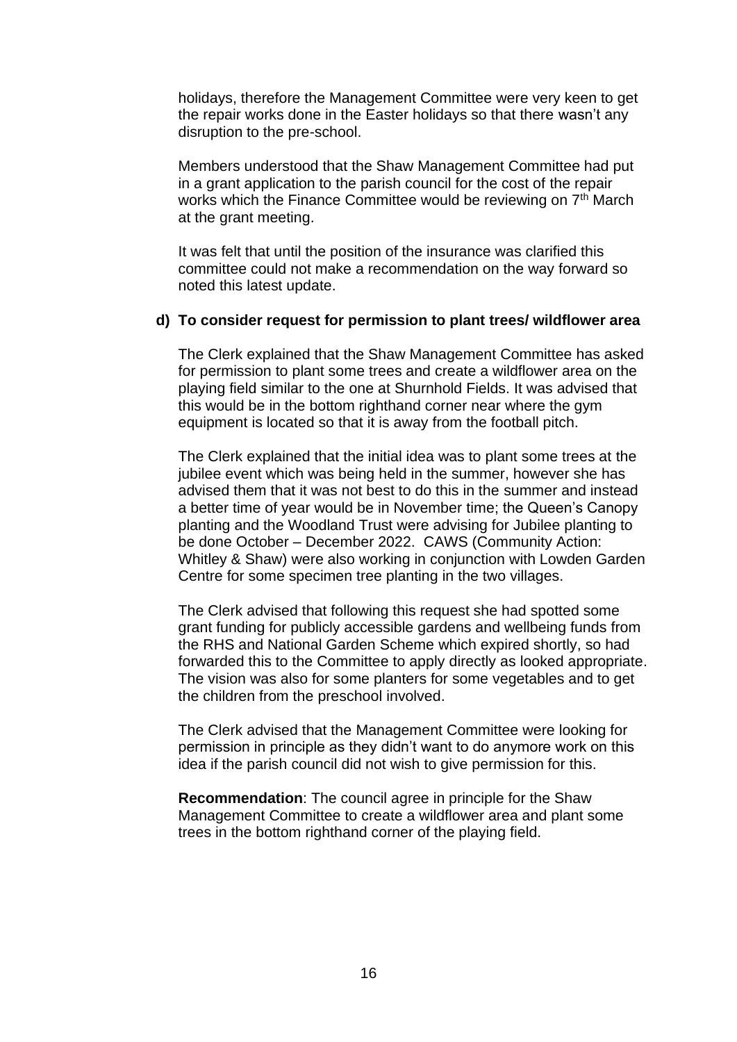holidays, therefore the Management Committee were very keen to get the repair works done in the Easter holidays so that there wasn't any disruption to the pre-school.

Members understood that the Shaw Management Committee had put in a grant application to the parish council for the cost of the repair works which the Finance Committee would be reviewing on 7th March at the grant meeting.

It was felt that until the position of the insurance was clarified this committee could not make a recommendation on the way forward so noted this latest update.

**d) To consider request for permission to plant trees/ wildflower area**

The Clerk explained that the Shaw Management Committee has asked for permission to plant some trees and create a wildflower area on the playing field similar to the one at Shurnhold Fields. It was advised that this would be in the bottom righthand corner near where the gym equipment is located so that it is away from the football pitch.

The Clerk explained that the initial idea was to plant some trees at the jubilee event which was being held in the summer, however she has advised them that it was not best to do this in the summer and instead a better time of year would be in November time; the Queen's Canopy planting and the Woodland Trust were advising for Jubilee planting to be done October – December 2022. CAWS (Community Action: Whitley & Shaw) were also working in conjunction with Lowden Garden Centre for some specimen tree planting in the two villages.

The Clerk advised that following this request she had spotted some grant funding for publicly accessible gardens and wellbeing funds from the RHS and National Garden Scheme which expired shortly, so had forwarded this to the Committee to apply directly as looked appropriate. The vision was also for some planters for some vegetables and to get the children from the preschool involved.

The Clerk advised that the Management Committee were looking for permission in principle as they didn't want to do anymore work on this idea if the parish council did not wish to give permission for this.

**Recommendation**: The council agree in principle for the Shaw Management Committee to create a wildflower area and plant some trees in the bottom righthand corner of the playing field.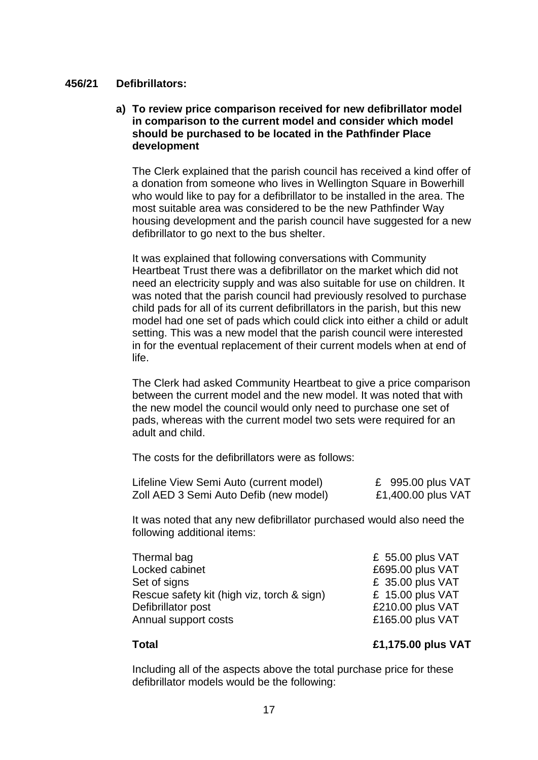**456/21 Defibrillators:**

**a) To review price comparison received for new defibrillator model in comparison to the current model and consider which model should be purchased to be located in the Pathfinder Place development**

The Clerk explained that the parish council has received a kind offer of a donation from someone who lives in Wellington Square in Bowerhill who would like to pay for a defibrillator to be installed in the area. The most suitable area was considered to be the new Pathfinder Way housing development and the parish council have suggested for a new defibrillator to go next to the bus shelter.

It was explained that following conversations with Community Heartbeat Trust there was a defibrillator on the market which did not need an electricity supply and was also suitable for use on children. It was noted that the parish council had previously resolved to purchase child pads for all of its current defibrillators in the parish, but this new model had one set of pads which could click into either a child or adult setting. This was a new model that the parish council were interested in for the eventual replacement of their current models when at end of life.

The Clerk had asked Community Heartbeat to give a price comparison between the current model and the new model. It was noted that with the new model the council would only need to purchase one set of pads, whereas with the current model two sets were required for an adult and child.

The costs for the defibrillators were as follows:

| | |
|---|---|
| Lifeline View Semi Auto (current model) | £ 995.00 plus VAT |
| Zoll AED 3 Semi Auto Defib (new model) | £1,400.00 plus VAT |

It was noted that any new defibrillator purchased would also need the following additional items:

| | |
|---|---|
| Thermal bag | £ 55.00 plus VAT |
| Locked cabinet | £695.00 plus VAT |
| Set of signs | £ 35.00 plus VAT |
| Rescue safety kit (high viz, torch & sign) | £ 15.00 plus VAT |
| Defibrillator post | £210.00 plus VAT |
| Annual support costs | £165.00 plus VAT |
| **Total** | **£1,175.00 plus VAT** |

Including all of the aspects above the total purchase price for these defibrillator models would be the following: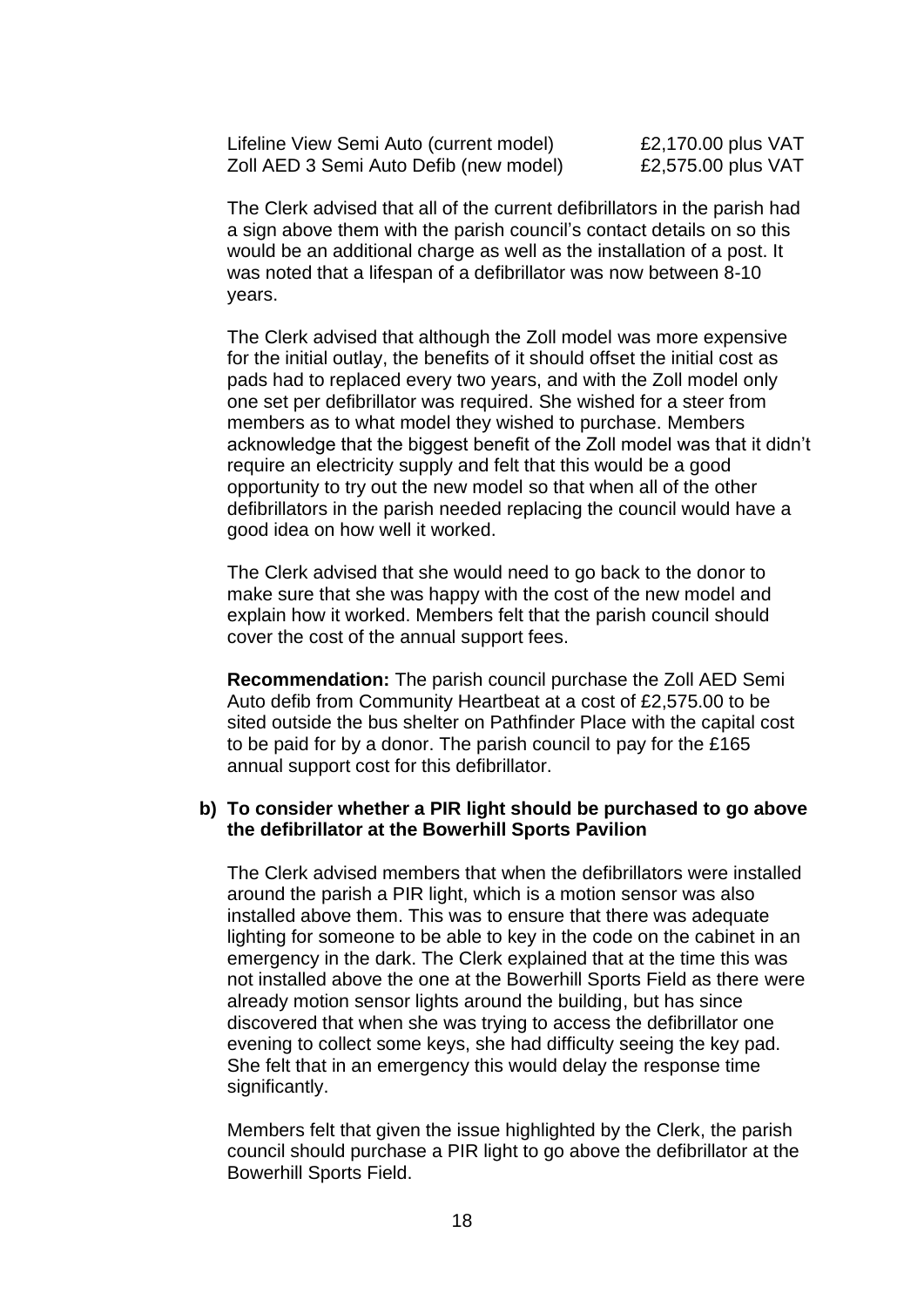| | |
|---|---|
| Lifeline View Semi Auto (current model) | £2,170.00 plus VAT |
| Zoll AED 3 Semi Auto Defib (new model) | £2,575.00 plus VAT |

The Clerk advised that all of the current defibrillators in the parish had a sign above them with the parish council's contact details on so this would be an additional charge as well as the installation of a post. It was noted that a lifespan of a defibrillator was now between 8-10 years.

The Clerk advised that although the Zoll model was more expensive for the initial outlay, the benefits of it should offset the initial cost as pads had to replaced every two years, and with the Zoll model only one set per defibrillator was required. She wished for a steer from members as to what model they wished to purchase. Members acknowledge that the biggest benefit of the Zoll model was that it didn't require an electricity supply and felt that this would be a good opportunity to try out the new model so that when all of the other defibrillators in the parish needed replacing the council would have a good idea on how well it worked.

The Clerk advised that she would need to go back to the donor to make sure that she was happy with the cost of the new model and explain how it worked. Members felt that the parish council should cover the cost of the annual support fees.

**Recommendation:** The parish council purchase the Zoll AED Semi Auto defib from Community Heartbeat at a cost of £2,575.00 to be sited outside the bus shelter on Pathfinder Place with the capital cost to be paid for by a donor. The parish council to pay for the £165 annual support cost for this defibrillator.

**b) To consider whether a PIR light should be purchased to go above the defibrillator at the Bowerhill Sports Pavilion**

The Clerk advised members that when the defibrillators were installed around the parish a PIR light, which is a motion sensor was also installed above them. This was to ensure that there was adequate lighting for someone to be able to key in the code on the cabinet in an emergency in the dark. The Clerk explained that at the time this was not installed above the one at the Bowerhill Sports Field as there were already motion sensor lights around the building, but has since discovered that when she was trying to access the defibrillator one evening to collect some keys, she had difficulty seeing the key pad. She felt that in an emergency this would delay the response time significantly.

Members felt that given the issue highlighted by the Clerk, the parish council should purchase a PIR light to go above the defibrillator at the Bowerhill Sports Field.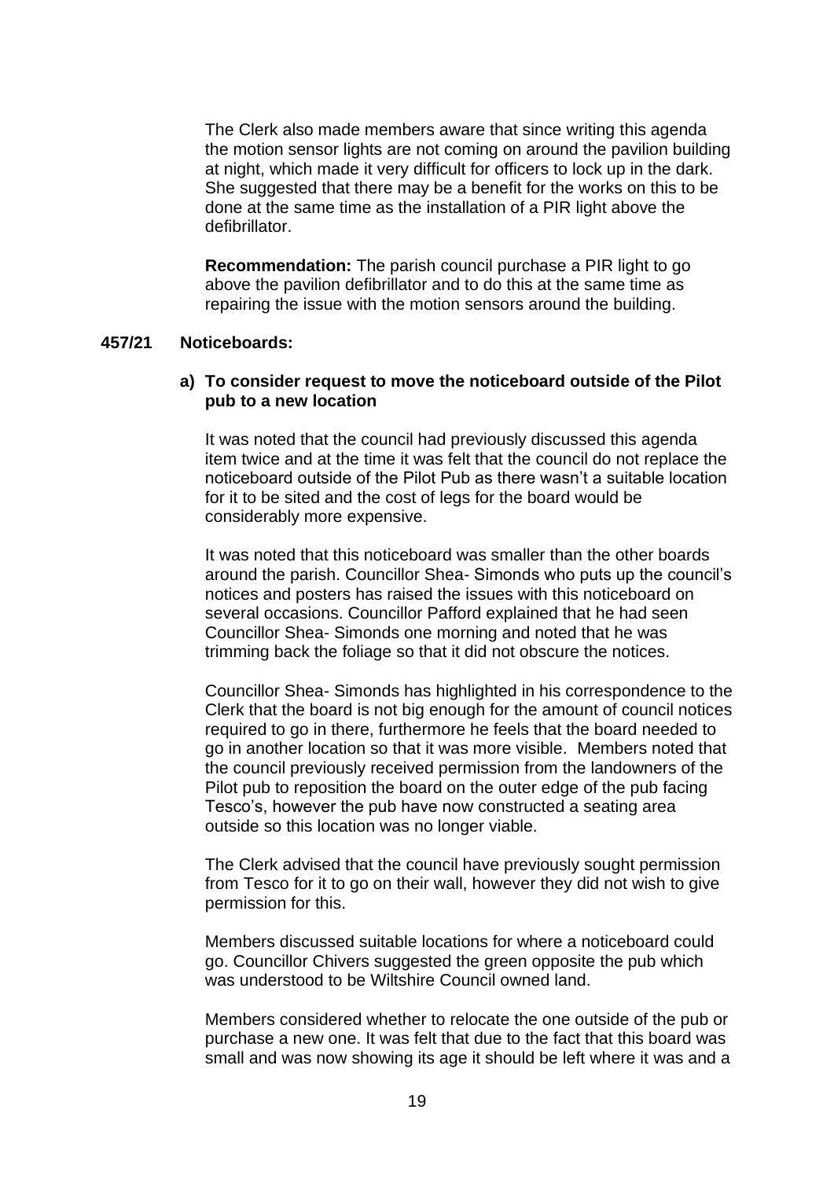The Clerk also made members aware that since writing this agenda the motion sensor lights are not coming on around the pavilion building at night, which made it very difficult for officers to lock up in the dark. She suggested that there may be a benefit for the works on this to be done at the same time as the installation of a PIR light above the defibrillator.

**Recommendation:** The parish council purchase a PIR light to go above the pavilion defibrillator and to do this at the same time as repairing the issue with the motion sensors around the building.

**457/21 Noticeboards:**

**a) To consider request to move the noticeboard outside of the Pilot pub to a new location**

It was noted that the council had previously discussed this agenda item twice and at the time it was felt that the council do not replace the noticeboard outside of the Pilot Pub as there wasn't a suitable location for it to be sited and the cost of legs for the board would be considerably more expensive.

It was noted that this noticeboard was smaller than the other boards around the parish. Councillor Shea- Simonds who puts up the council's notices and posters has raised the issues with this noticeboard on several occasions. Councillor Pafford explained that he had seen Councillor Shea- Simonds one morning and noted that he was trimming back the foliage so that it did not obscure the notices.

Councillor Shea- Simonds has highlighted in his correspondence to the Clerk that the board is not big enough for the amount of council notices required to go in there, furthermore he feels that the board needed to go in another location so that it was more visible. Members noted that the council previously received permission from the landowners of the Pilot pub to reposition the board on the outer edge of the pub facing Tesco's, however the pub have now constructed a seating area outside so this location was no longer viable.

The Clerk advised that the council have previously sought permission from Tesco for it to go on their wall, however they did not wish to give permission for this.

Members discussed suitable locations for where a noticeboard could go. Councillor Chivers suggested the green opposite the pub which was understood to be Wiltshire Council owned land.

Members considered whether to relocate the one outside of the pub or purchase a new one. It was felt that due to the fact that this board was small and was now showing its age it should be left where it was and a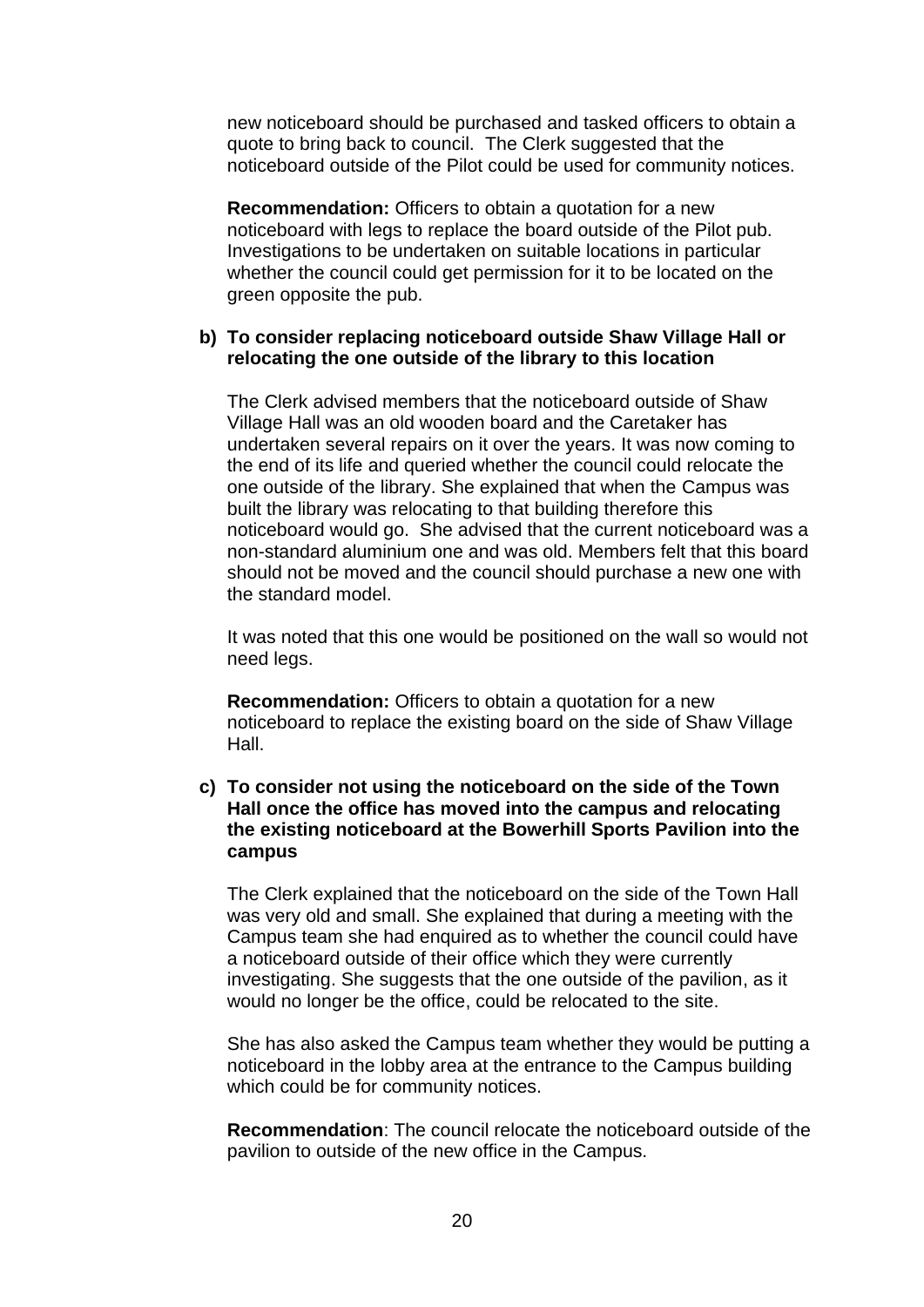new noticeboard should be purchased and tasked officers to obtain a quote to bring back to council. The Clerk suggested that the noticeboard outside of the Pilot could be used for community notices.

**Recommendation:** Officers to obtain a quotation for a new noticeboard with legs to replace the board outside of the Pilot pub. Investigations to be undertaken on suitable locations in particular whether the council could get permission for it to be located on the green opposite the pub.

**b) To consider replacing noticeboard outside Shaw Village Hall or relocating the one outside of the library to this location**

The Clerk advised members that the noticeboard outside of Shaw Village Hall was an old wooden board and the Caretaker has undertaken several repairs on it over the years. It was now coming to the end of its life and queried whether the council could relocate the one outside of the library. She explained that when the Campus was built the library was relocating to that building therefore this noticeboard would go. She advised that the current noticeboard was a non-standard aluminium one and was old. Members felt that this board should not be moved and the council should purchase a new one with the standard model.

It was noted that this one would be positioned on the wall so would not need legs.

**Recommendation:** Officers to obtain a quotation for a new noticeboard to replace the existing board on the side of Shaw Village Hall.

**c) To consider not using the noticeboard on the side of the Town Hall once the office has moved into the campus and relocating the existing noticeboard at the Bowerhill Sports Pavilion into the campus**

The Clerk explained that the noticeboard on the side of the Town Hall was very old and small. She explained that during a meeting with the Campus team she had enquired as to whether the council could have a noticeboard outside of their office which they were currently investigating. She suggests that the one outside of the pavilion, as it would no longer be the office, could be relocated to the site.

She has also asked the Campus team whether they would be putting a noticeboard in the lobby area at the entrance to the Campus building which could be for community notices.

**Recommendation**: The council relocate the noticeboard outside of the pavilion to outside of the new office in the Campus.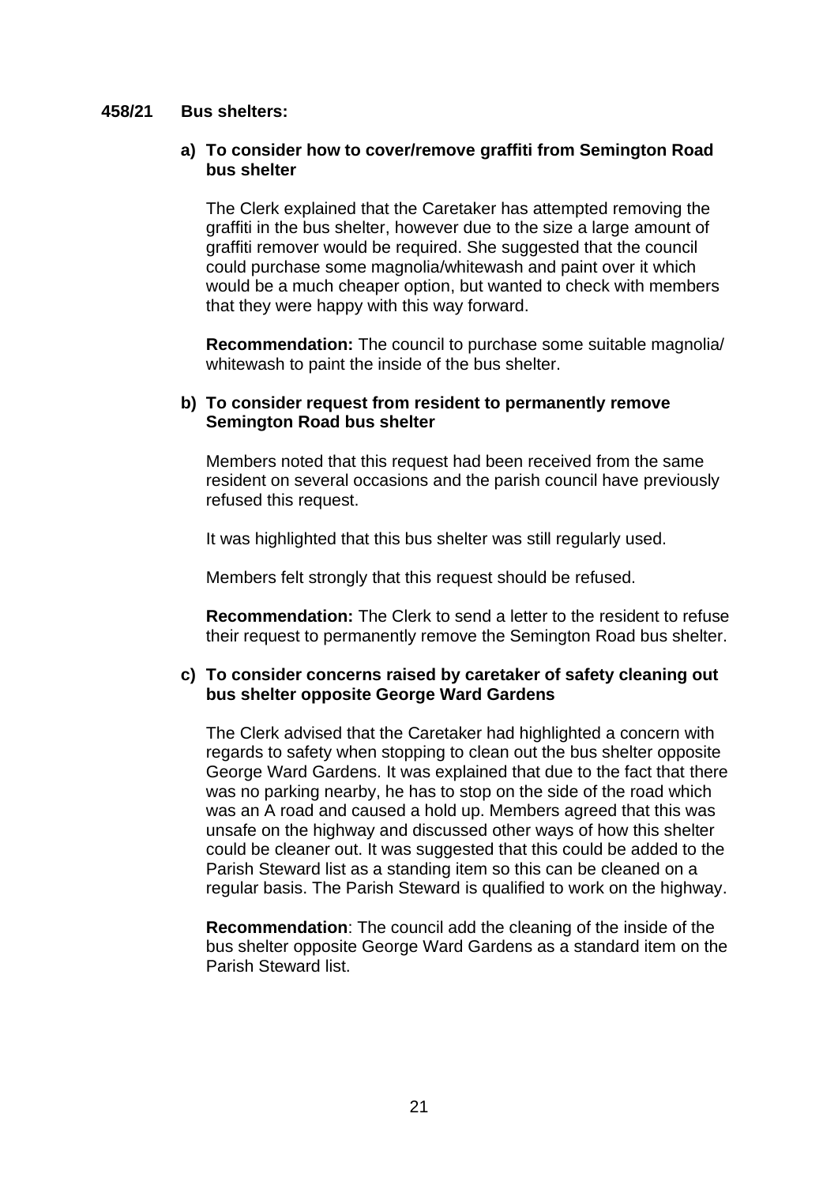**458/21 Bus shelters:**

**a) To consider how to cover/remove graffiti from Semington Road bus shelter**

The Clerk explained that the Caretaker has attempted removing the graffiti in the bus shelter, however due to the size a large amount of graffiti remover would be required. She suggested that the council could purchase some magnolia/whitewash and paint over it which would be a much cheaper option, but wanted to check with members that they were happy with this way forward.

**Recommendation:** The council to purchase some suitable magnolia/ whitewash to paint the inside of the bus shelter.

**b) To consider request from resident to permanently remove Semington Road bus shelter**

Members noted that this request had been received from the same resident on several occasions and the parish council have previously refused this request.

It was highlighted that this bus shelter was still regularly used.

Members felt strongly that this request should be refused.

**Recommendation:** The Clerk to send a letter to the resident to refuse their request to permanently remove the Semington Road bus shelter.

**c) To consider concerns raised by caretaker of safety cleaning out bus shelter opposite George Ward Gardens**

The Clerk advised that the Caretaker had highlighted a concern with regards to safety when stopping to clean out the bus shelter opposite George Ward Gardens. It was explained that due to the fact that there was no parking nearby, he has to stop on the side of the road which was an A road and caused a hold up. Members agreed that this was unsafe on the highway and discussed other ways of how this shelter could be cleaner out. It was suggested that this could be added to the Parish Steward list as a standing item so this can be cleaned on a regular basis. The Parish Steward is qualified to work on the highway.

**Recommendation**: The council add the cleaning of the inside of the bus shelter opposite George Ward Gardens as a standard item on the Parish Steward list.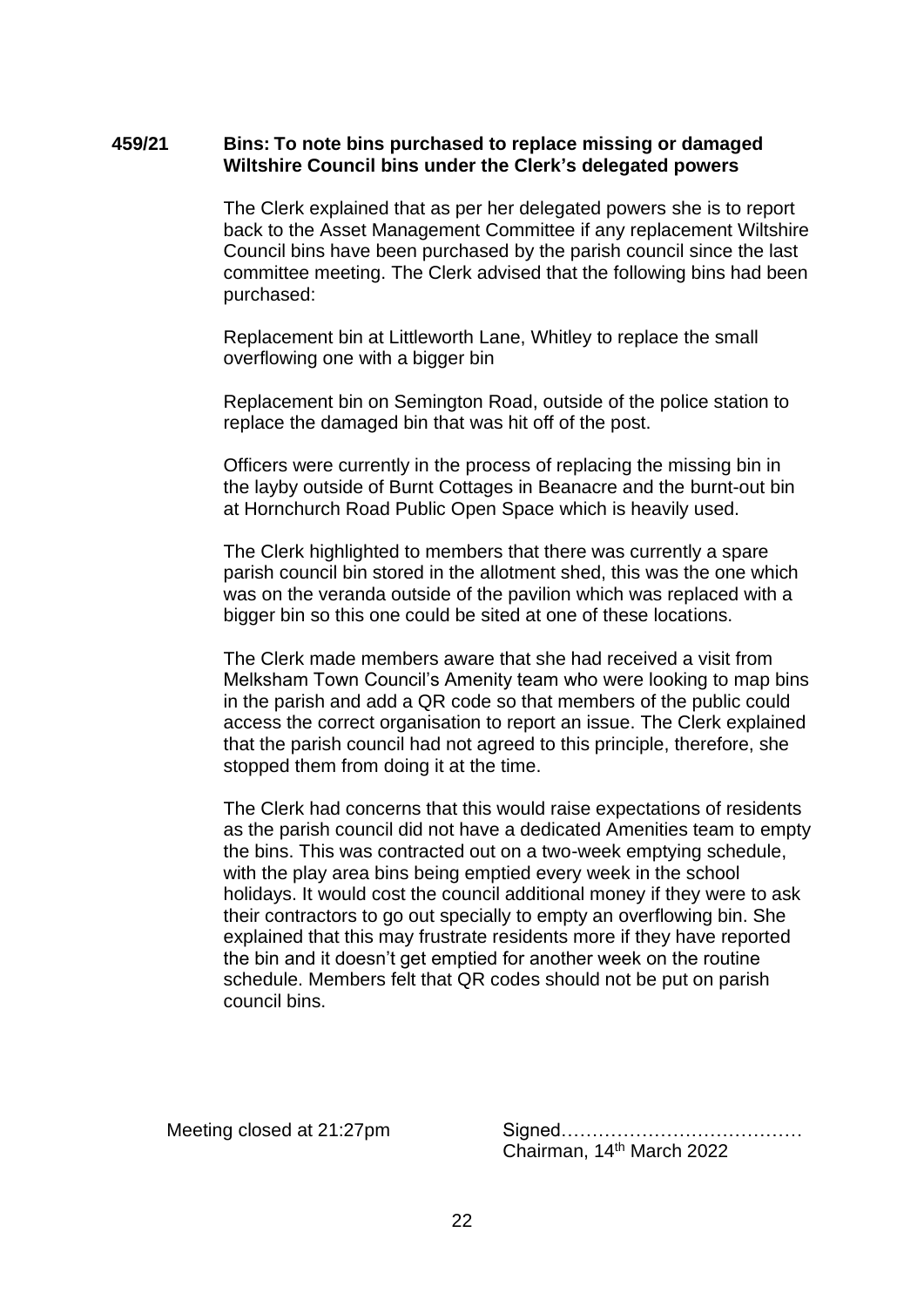**459/21 Bins: To note bins purchased to replace missing or damaged Wiltshire Council bins under the Clerk's delegated powers**

The Clerk explained that as per her delegated powers she is to report back to the Asset Management Committee if any replacement Wiltshire Council bins have been purchased by the parish council since the last committee meeting. The Clerk advised that the following bins had been purchased:

Replacement bin at Littleworth Lane, Whitley to replace the small overflowing one with a bigger bin

Replacement bin on Semington Road, outside of the police station to replace the damaged bin that was hit off of the post.

Officers were currently in the process of replacing the missing bin in the layby outside of Burnt Cottages in Beanacre and the burnt-out bin at Hornchurch Road Public Open Space which is heavily used.

The Clerk highlighted to members that there was currently a spare parish council bin stored in the allotment shed, this was the one which was on the veranda outside of the pavilion which was replaced with a bigger bin so this one could be sited at one of these locations.

The Clerk made members aware that she had received a visit from Melksham Town Council's Amenity team who were looking to map bins in the parish and add a QR code so that members of the public could access the correct organisation to report an issue. The Clerk explained that the parish council had not agreed to this principle, therefore, she stopped them from doing it at the time.

The Clerk had concerns that this would raise expectations of residents as the parish council did not have a dedicated Amenities team to empty the bins. This was contracted out on a two-week emptying schedule, with the play area bins being emptied every week in the school holidays. It would cost the council additional money if they were to ask their contractors to go out specially to empty an overflowing bin. She explained that this may frustrate residents more if they have reported the bin and it doesn't get emptied for another week on the routine schedule. Members felt that QR codes should not be put on parish council bins.

Meeting closed at 21:27pm

Signed…………………………………
Chairman, 14th March 2022